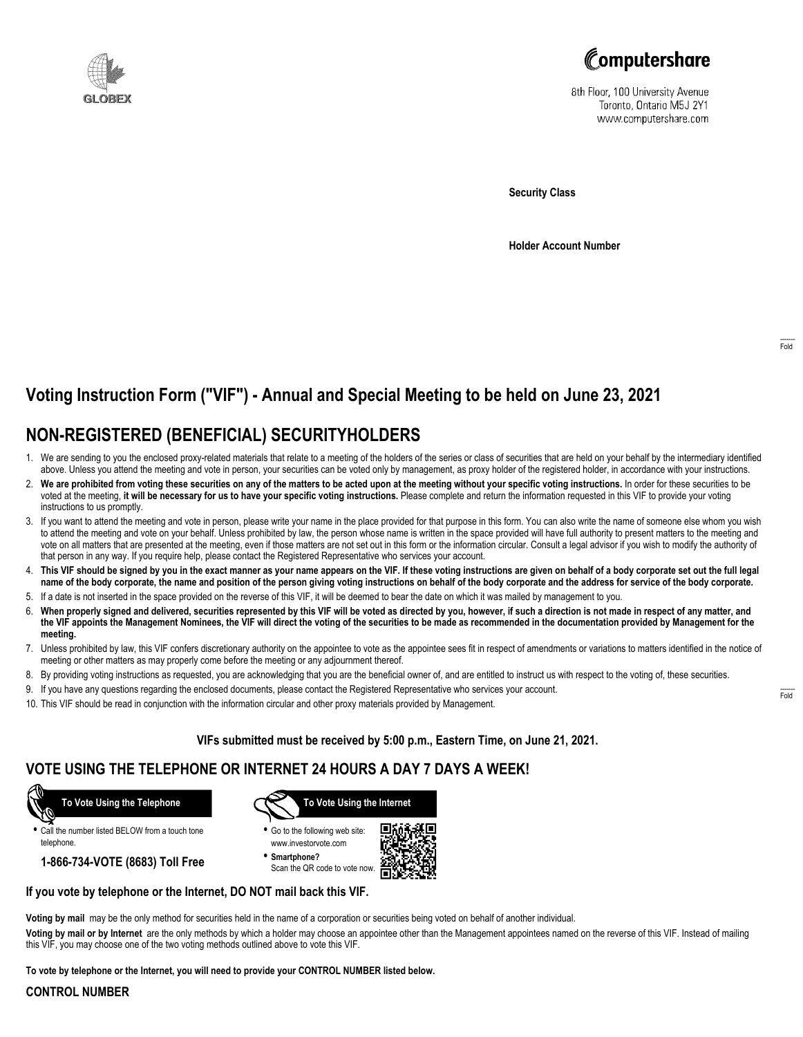GLOBEX

Computershare

8th Floor, 100 University Avenue
Toronto, Ontario M5J 2Y1
www.computershare.com

**Security Class**

**Holder Account Number**

Fold

# Voting Instruction Form ("VIF") - Annual and Special Meeting to be held on June 23, 2021

# NON-REGISTERED (BENEFICIAL) SECURITYHOLDERS

1. We are sending to you the enclosed proxy-related materials that relate to a meeting of the holders of the series or class of securities that are held on your behalf by the intermediary identified above. Unless you attend the meeting and vote in person, your securities can be voted only by management, as proxy holder of the registered holder, in accordance with your instructions.
2. **We are prohibited from voting these securities on any of the matters to be acted upon at the meeting without your specific voting instructions.** In order for these securities to be voted at the meeting, **it will be necessary for us to have your specific voting instructions.** Please complete and return the information requested in this VIF to provide your voting instructions to us promptly.
3. If you want to attend the meeting and vote in person, please write your name in the place provided for that purpose in this form. You can also write the name of someone else whom you wish to attend the meeting and vote on your behalf. Unless prohibited by law, the person whose name is written in the space provided will have full authority to present matters to the meeting and vote on all matters that are presented at the meeting, even if those matters are not set out in this form or the information circular. Consult a legal advisor if you wish to modify the authority of that person in any way. If you require help, please contact the Registered Representative who services your account.
4. **This VIF should be signed by you in the exact manner as your name appears on the VIF. If these voting instructions are given on behalf of a body corporate set out the full legal name of the body corporate, the name and position of the person giving voting instructions on behalf of the body corporate and the address for service of the body corporate.**
5. If a date is not inserted in the space provided on the reverse of this VIF, it will be deemed to bear the date on which it was mailed by management to you.
6. **When properly signed and delivered, securities represented by this VIF will be voted as directed by you, however, if such a direction is not made in respect of any matter, and the VIF appoints the Management Nominees, the VIF will direct the voting of the securities to be made as recommended in the documentation provided by Management for the meeting.**
7. Unless prohibited by law, this VIF confers discretionary authority on the appointee to vote as the appointee sees fit in respect of amendments or variations to matters identified in the notice of meeting or other matters as may properly come before the meeting or any adjournment thereof.
8. By providing voting instructions as requested, you are acknowledging that you are the beneficial owner of, and are entitled to instruct us with respect to the voting of, these securities.
9. If you have any questions regarding the enclosed documents, please contact the Registered Representative who services your account.
10. This VIF should be read in conjunction with the information circular and other proxy materials provided by Management.

Fold

**VIFs submitted must be received by 5:00 p.m., Eastern Time, on June 21, 2021.**

## VOTE USING THE TELEPHONE OR INTERNET 24 HOURS A DAY 7 DAYS A WEEK!

**To Vote Using the Telephone**

- Call the number listed BELOW from a touch tone telephone.

**1-866-734-VOTE (8683) Toll Free**

**To Vote Using the Internet**

- Go to the following web site: www.investorvote.com
- **Smartphone?** Scan the QR code to vote now.

**If you vote by telephone or the Internet, DO NOT mail back this VIF.**

**Voting by mail** may be the only method for securities held in the name of a corporation or securities being voted on behalf of another individual.

**Voting by mail or by Internet** are the only methods by which a holder may choose an appointee other than the Management appointees named on the reverse of this VIF. Instead of mailing this VIF, you may choose one of the two voting methods outlined above to vote this VIF.

**To vote by telephone or the Internet, you will need to provide your CONTROL NUMBER listed below.**

**CONTROL NUMBER**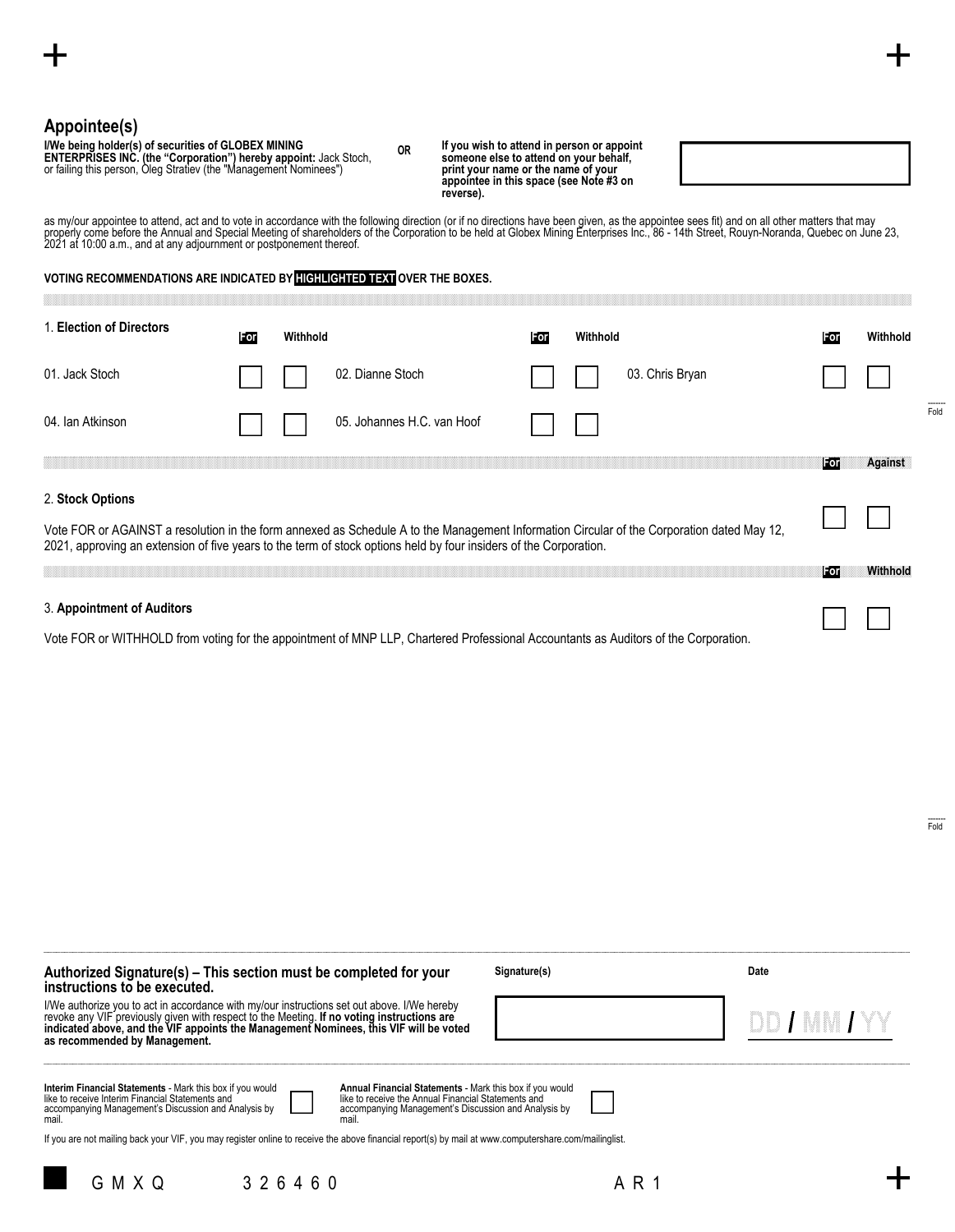## Appointee(s)

**I/We being holder(s) of securities of GLOBEX MINING ENTERPRISES INC. (the "Corporation") hereby appoint:** Jack Stoch, or failing this person, Oleg Stratiev (the "Management Nominees")

**OR**

**If you wish to attend in person or appoint someone else to attend on your behalf, print your name or the name of your appointee in this space (see Note #3 on reverse).**

as my/our appointee to attend, act and to vote in accordance with the following direction (or if no directions have been given, as the appointee sees fit) and on all other matters that may properly come before the Annual and Special Meeting of shareholders of the Corporation to be held at Globex Mining Enterprises Inc., 86 - 14th Street, Rouyn-Noranda, Quebec on June 23, 2021 at 10:00 a.m., and at any adjournment or postponement thereof.

**VOTING RECOMMENDATIONS ARE INDICATED BY HIGHLIGHTED TEXT OVER THE BOXES.**

### 1. Election of Directors

| | For | Withhold | | For | Withhold | | For | Withhold |
|---|---|---|---|---|---|---|---|---|
| 01. Jack Stoch | ☐ | ☐ | 02. Dianne Stoch | ☐ | ☐ | 03. Chris Bryan | ☐ | ☐ |
| 04. Ian Atkinson | ☐ | ☐ | 05. Johannes H.C. van Hoof | ☐ | ☐ | | | |

### 2. Stock Options

Vote FOR or AGAINST a resolution in the form annexed as Schedule A to the Management Information Circular of the Corporation dated May 12, 2021, approving an extension of five years to the term of stock options held by four insiders of the Corporation.

For ☐ Against ☐

### 3. Appointment of Auditors

Vote FOR or WITHHOLD from voting for the appointment of MNP LLP, Chartered Professional Accountants as Auditors of the Corporation.

For ☐ Withhold ☐

**Authorized Signature(s) – This section must be completed for your instructions to be executed.**

I/We authorize you to act in accordance with my/our instructions set out above. I/We hereby revoke any VIF previously given with respect to the Meeting. **If no voting instructions are indicated above, and the VIF appoints the Management Nominees, this VIF will be voted as recommended by Management.**

**Signature(s)**

**Date**

DD / MM / YY

**Interim Financial Statements** - Mark this box if you would like to receive Interim Financial Statements and accompanying Management's Discussion and Analysis by mail. ☐

**Annual Financial Statements** - Mark this box if you would like to receive the Annual Financial Statements and accompanying Management's Discussion and Analysis by mail. ☐

If you are not mailing back your VIF, you may register online to receive the above financial report(s) by mail at www.computershare.com/mailinglist.

G M X Q 3 2 6 4 6 0 A R 1